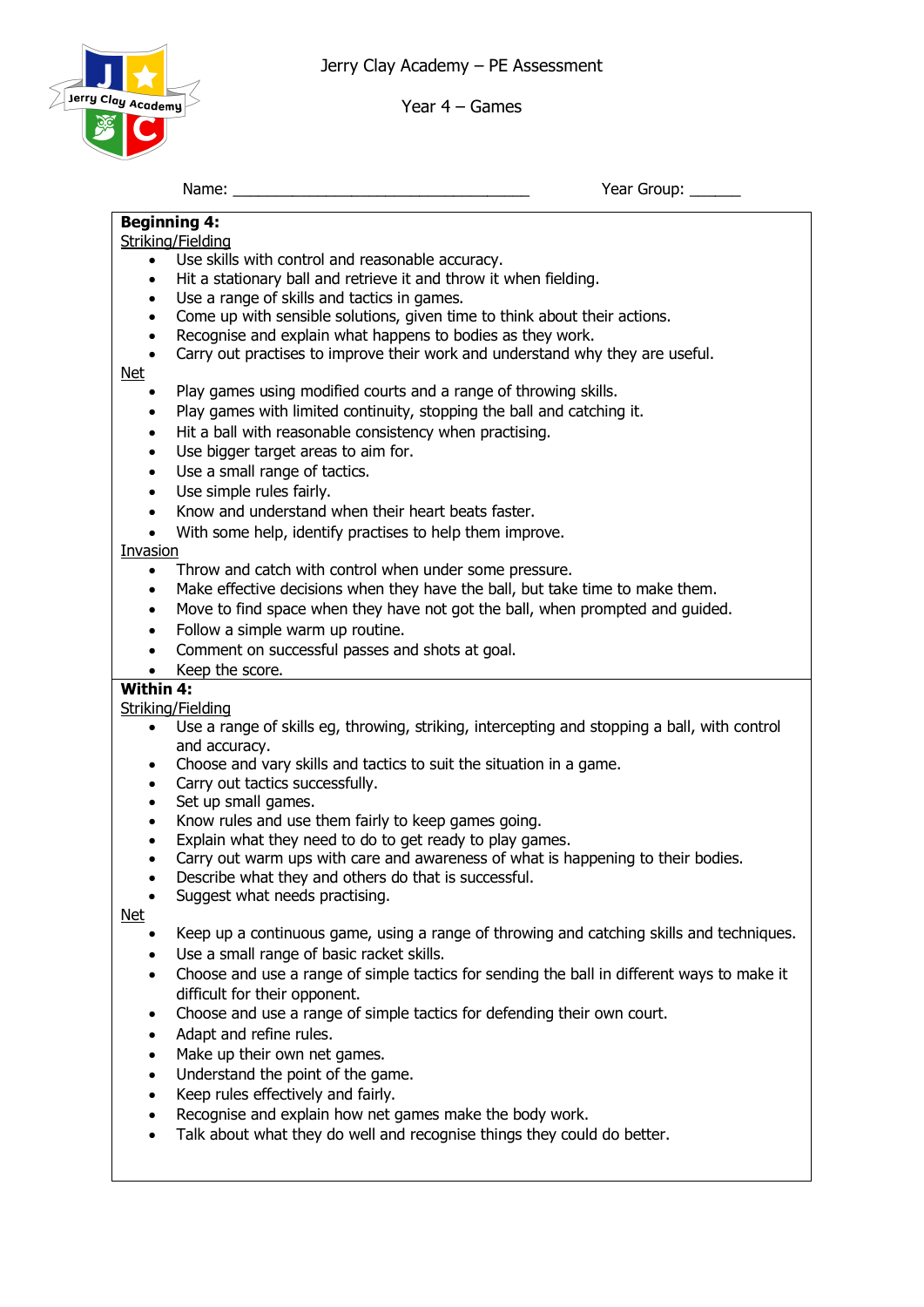Jerry Clay Academy – PE Assessment

Year 4 – Games

Name: ___________________________________ Year Group: ______

**Beginning 4:**

Striking/Fielding

- Use skills with control and reasonable accuracy.
- Hit a stationary ball and retrieve it and throw it when fielding.
- Use a range of skills and tactics in games.
- Come up with sensible solutions, given time to think about their actions.
- Recognise and explain what happens to bodies as they work.
- Carry out practises to improve their work and understand why they are useful.

Net

- Play games using modified courts and a range of throwing skills.
- Play games with limited continuity, stopping the ball and catching it.
- Hit a ball with reasonable consistency when practising.
- Use bigger target areas to aim for.
- Use a small range of tactics.
- Use simple rules fairly.
- Know and understand when their heart beats faster.
- With some help, identify practises to help them improve.

Invasion

- Throw and catch with control when under some pressure.
- Make effective decisions when they have the ball, but take time to make them.
- Move to find space when they have not got the ball, when prompted and guided.
- Follow a simple warm up routine.
- Comment on successful passes and shots at goal.
- Keep the score.

**Within 4:**

Striking/Fielding

- Use a range of skills eg, throwing, striking, intercepting and stopping a ball, with control and accuracy.
- Choose and vary skills and tactics to suit the situation in a game.
- Carry out tactics successfully.
- Set up small games.
- Know rules and use them fairly to keep games going.
- Explain what they need to do to get ready to play games.
- Carry out warm ups with care and awareness of what is happening to their bodies.
- Describe what they and others do that is successful.
- Suggest what needs practising.

Net

- Keep up a continuous game, using a range of throwing and catching skills and techniques.
- Use a small range of basic racket skills.
- Choose and use a range of simple tactics for sending the ball in different ways to make it difficult for their opponent.
- Choose and use a range of simple tactics for defending their own court.
- Adapt and refine rules.
- Make up their own net games.
- Understand the point of the game.
- Keep rules effectively and fairly.
- Recognise and explain how net games make the body work.
- Talk about what they do well and recognise things they could do better.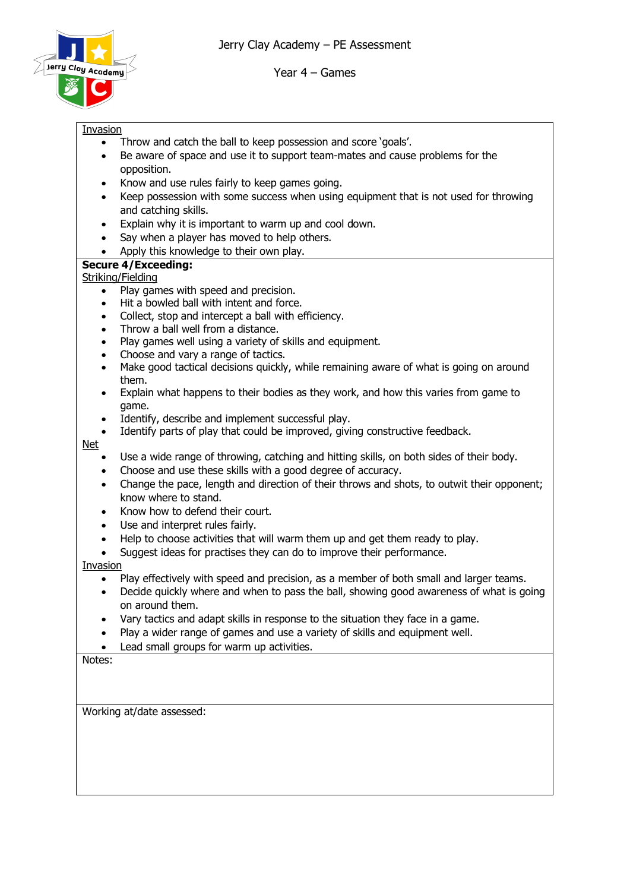Jerry Clay Academy – PE Assessment

Year 4 – Games

Invasion

- Throw and catch the ball to keep possession and score 'goals'.
- Be aware of space and use it to support team-mates and cause problems for the opposition.
- Know and use rules fairly to keep games going.
- Keep possession with some success when using equipment that is not used for throwing and catching skills.
- Explain why it is important to warm up and cool down.
- Say when a player has moved to help others.
- Apply this knowledge to their own play.

**Secure 4/Exceeding:**

Striking/Fielding

- Play games with speed and precision.
- Hit a bowled ball with intent and force.
- Collect, stop and intercept a ball with efficiency.
- Throw a ball well from a distance.
- Play games well using a variety of skills and equipment.
- Choose and vary a range of tactics.
- Make good tactical decisions quickly, while remaining aware of what is going on around them.
- Explain what happens to their bodies as they work, and how this varies from game to game.
- Identify, describe and implement successful play.
- Identify parts of play that could be improved, giving constructive feedback.

Net

- Use a wide range of throwing, catching and hitting skills, on both sides of their body.
- Choose and use these skills with a good degree of accuracy.
- Change the pace, length and direction of their throws and shots, to outwit their opponent; know where to stand.
- Know how to defend their court.
- Use and interpret rules fairly.
- Help to choose activities that will warm them up and get them ready to play.
- Suggest ideas for practises they can do to improve their performance.

Invasion

- Play effectively with speed and precision, as a member of both small and larger teams.
- Decide quickly where and when to pass the ball, showing good awareness of what is going on around them.
- Vary tactics and adapt skills in response to the situation they face in a game.
- Play a wider range of games and use a variety of skills and equipment well.
- Lead small groups for warm up activities.

Notes:

Working at/date assessed: